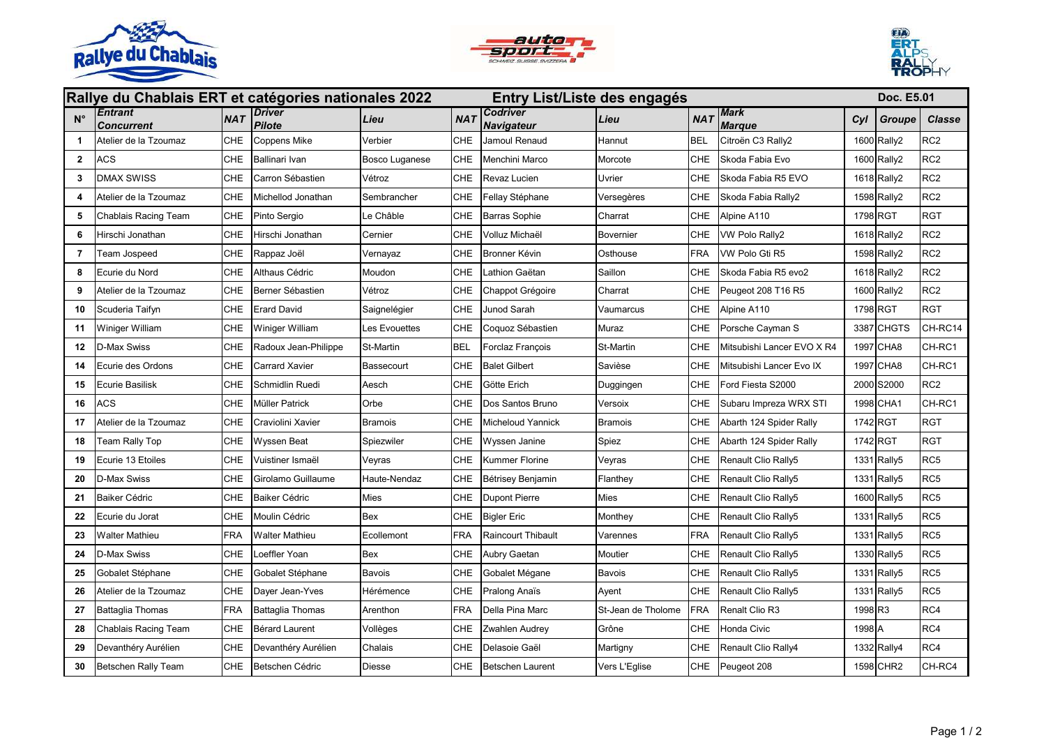## Rallye du Chablais ERT et catégories nationales 2022 — Entry List/Liste des engagés — Doc. E5.01

| N° | *Entrant Concurrent* | *NAT* | *Driver Pilote* | *Lieu* | *NAT* | *Codriver Navigateur* | *Lieu* | *NAT* | *Mark Marque* | *Cyl* | *Groupe* | *Classe* |
|---|---|---|---|---|---|---|---|---|---|---|---|---|
| 1 | Atelier de la Tzoumaz | CHE | Coppens Mike | Verbier | CHE | Jamoul Renaud | Hannut | BEL | Citroën C3 Rally2 | 1600 | Rally2 | RC2 |
| 2 | ACS | CHE | Ballinari Ivan | Bosco Luganese | CHE | Menchini Marco | Morcote | CHE | Skoda Fabia Evo | 1600 | Rally2 | RC2 |
| 3 | DMAX SWISS | CHE | Carron Sébastien | Vétroz | CHE | Revaz Lucien | Uvrier | CHE | Skoda Fabia R5 EVO | 1618 | Rally2 | RC2 |
| 4 | Atelier de la Tzoumaz | CHE | Michellod Jonathan | Sembrancher | CHE | Fellay Stéphane | Versegères | CHE | Skoda Fabia Rally2 | 1598 | Rally2 | RC2 |
| 5 | Chablais Racing Team | CHE | Pinto Sergio | Le Châble | CHE | Barras Sophie | Charrat | CHE | Alpine A110 | 1798 | RGT | RGT |
| 6 | Hirschi Jonathan | CHE | Hirschi Jonathan | Cernier | CHE | Volluz Michaël | Bovernier | CHE | VW Polo Rally2 | 1618 | Rally2 | RC2 |
| 7 | Team Jospeed | CHE | Rappaz Joël | Vernayaz | CHE | Bronner Kévin | Osthouse | FRA | VW Polo Gti R5 | 1598 | Rally2 | RC2 |
| 8 | Ecurie du Nord | CHE | Althaus Cédric | Moudon | CHE | Lathion Gaëtan | Saillon | CHE | Skoda Fabia R5 evo2 | 1618 | Rally2 | RC2 |
| 9 | Atelier de la Tzoumaz | CHE | Berner Sébastien | Vétroz | CHE | Chappot Grégoire | Charrat | CHE | Peugeot 208 T16 R5 | 1600 | Rally2 | RC2 |
| 10 | Scuderia Taifyn | CHE | Erard David | Saignelégier | CHE | Junod Sarah | Vaumarcus | CHE | Alpine A110 | 1798 | RGT | RGT |
| 11 | Winiger William | CHE | Winiger William | Les Evouettes | CHE | Coquoz Sébastien | Muraz | CHE | Porsche Cayman S | 3387 | CHGTS | CH-RC14 |
| 12 | D-Max Swiss | CHE | Radoux Jean-Philippe | St-Martin | BEL | Forclaz François | St-Martin | CHE | Mitsubishi Lancer EVO X R4 | 1997 | CHA8 | CH-RC1 |
| 14 | Ecurie des Ordons | CHE | Carrard Xavier | Bassecourt | CHE | Balet Gilbert | Savièse | CHE | Mitsubishi Lancer Evo IX | 1997 | CHA8 | CH-RC1 |
| 15 | Ecurie Basilisk | CHE | Schmidlin Ruedi | Aesch | CHE | Götte Erich | Duggingen | CHE | Ford Fiesta S2000 | 2000 | S2000 | RC2 |
| 16 | ACS | CHE | Müller Patrick | Orbe | CHE | Dos Santos Bruno | Versoix | CHE | Subaru Impreza WRX STI | 1998 | CHA1 | CH-RC1 |
| 17 | Atelier de la Tzoumaz | CHE | Craviolini Xavier | Bramois | CHE | Micheloud Yannick | Bramois | CHE | Abarth 124 Spider Rally | 1742 | RGT | RGT |
| 18 | Team Rally Top | CHE | Wyssen Beat | Spiezwiler | CHE | Wyssen Janine | Spiez | CHE | Abarth 124 Spider Rally | 1742 | RGT | RGT |
| 19 | Ecurie 13 Etoiles | CHE | Vuistiner Ismaël | Veyras | CHE | Kummer Florine | Veyras | CHE | Renault Clio Rally5 | 1331 | Rally5 | RC5 |
| 20 | D-Max Swiss | CHE | Girolamo Guillaume | Haute-Nendaz | CHE | Bétrisey Benjamin | Flanthey | CHE | Renault Clio Rally5 | 1331 | Rally5 | RC5 |
| 21 | Baiker Cédric | CHE | Baiker Cédric | Mies | CHE | Dupont Pierre | Mies | CHE | Renault Clio Rally5 | 1600 | Rally5 | RC5 |
| 22 | Ecurie du Jorat | CHE | Moulin Cédric | Bex | CHE | Bigler Eric | Monthey | CHE | Renault Clio Rally5 | 1331 | Rally5 | RC5 |
| 23 | Walter Mathieu | FRA | Walter Mathieu | Ecollemont | FRA | Raincourt Thibault | Varennes | FRA | Renault Clio Rally5 | 1331 | Rally5 | RC5 |
| 24 | D-Max Swiss | CHE | Loeffler Yoan | Bex | CHE | Aubry Gaetan | Moutier | CHE | Renault Clio Rally5 | 1330 | Rally5 | RC5 |
| 25 | Gobalet Stéphane | CHE | Gobalet Stéphane | Bavois | CHE | Gobalet Mégane | Bavois | CHE | Renault Clio Rally5 | 1331 | Rally5 | RC5 |
| 26 | Atelier de la Tzoumaz | CHE | Dayer Jean-Yves | Hérémence | CHE | Pralong Anaïs | Ayent | CHE | Renault Clio Rally5 | 1331 | Rally5 | RC5 |
| 27 | Battaglia Thomas | FRA | Battaglia Thomas | Arenthon | FRA | Della Pina Marc | St-Jean de Tholome | FRA | Renalt Clio R3 | 1998 | R3 | RC4 |
| 28 | Chablais Racing Team | CHE | Bérard Laurent | Vollèges | CHE | Zwahlen Audrey | Grône | CHE | Honda Civic | 1998 | A | RC4 |
| 29 | Devanthéry Aurélien | CHE | Devanthéry Aurélien | Chalais | CHE | Delasoie Gaël | Martigny | CHE | Renault Clio Rally4 | 1332 | Rally4 | RC4 |
| 30 | Betschen Rally Team | CHE | Betschen Cédric | Diesse | CHE | Betschen Laurent | Vers L'Eglise | CHE | Peugeot 208 | 1598 | CHR2 | CH-RC4 |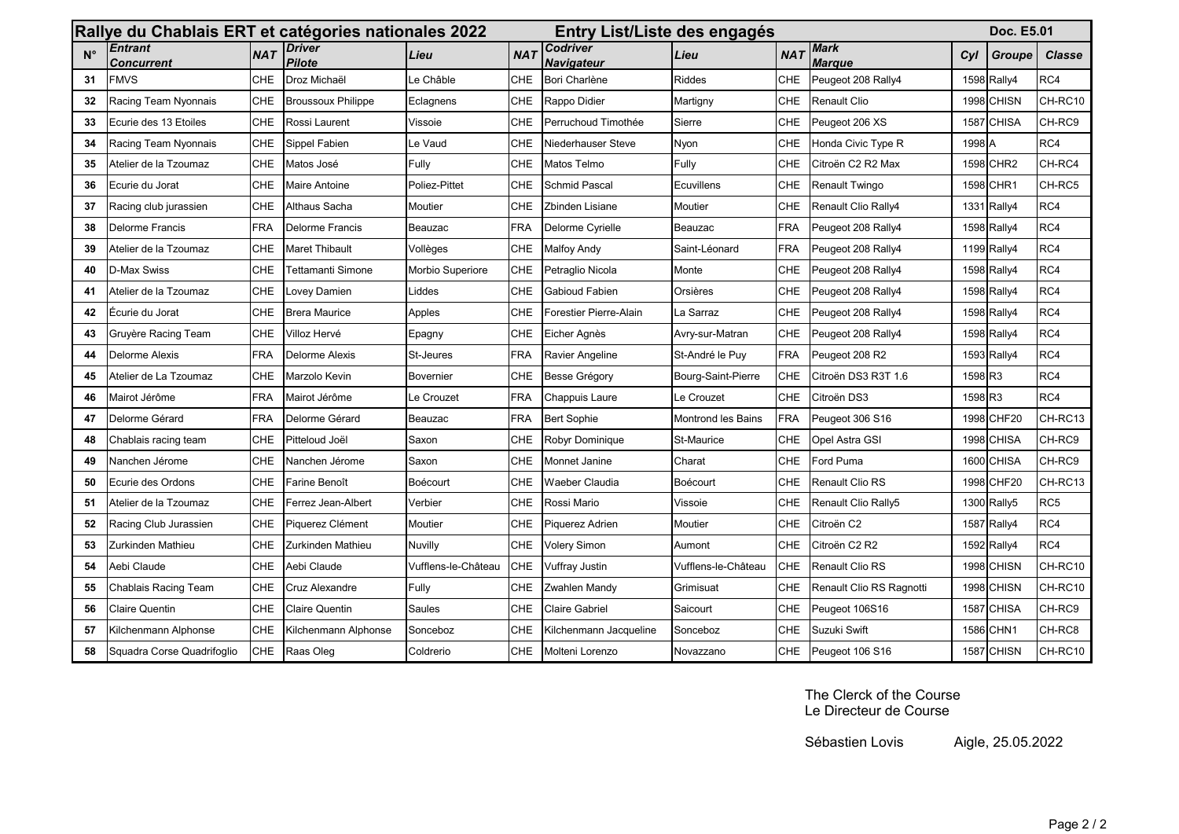| Rallye du Chablais ERT et catégories nationales 2022 | | | | | | Entry List/Liste des engagés | | | | | Doc. E5.01 | |
|---|---|---|---|---|---|---|---|---|---|---|---|---|
| N° | Entrant Concurrent | NAT | Driver Pilote | Lieu | NAT | Codriver Navigateur | Lieu | NAT | Mark Marque | Cyl | Groupe | Classe |
| 31 | FMVS | CHE | Droz Michaël | Le Châble | CHE | Bori Charlène | Riddes | CHE | Peugeot 208 Rally4 | 1598 | Rally4 | RC4 |
| 32 | Racing Team Nyonnais | CHE | Broussoux Philippe | Eclagnens | CHE | Rappo Didier | Martigny | CHE | Renault Clio | 1998 | CHISN | CH-RC10 |
| 33 | Ecurie des 13 Etoiles | CHE | Rossi Laurent | Vissoie | CHE | Perruchoud Timothée | Sierre | CHE | Peugeot 206 XS | 1587 | CHISA | CH-RC9 |
| 34 | Racing Team Nyonnais | CHE | Sippel Fabien | Le Vaud | CHE | Niederhauser Steve | Nyon | CHE | Honda Civic Type R | 1998 | A | RC4 |
| 35 | Atelier de la Tzoumaz | CHE | Matos José | Fully | CHE | Matos Telmo | Fully | CHE | Citroën C2 R2 Max | 1598 | CHR2 | CH-RC4 |
| 36 | Ecurie du Jorat | CHE | Maire Antoine | Poliez-Pittet | CHE | Schmid Pascal | Ecuvillens | CHE | Renault Twingo | 1598 | CHR1 | CH-RC5 |
| 37 | Racing club jurassien | CHE | Althaus Sacha | Moutier | CHE | Zbinden Lisiane | Moutier | CHE | Renault Clio Rally4 | 1331 | Rally4 | RC4 |
| 38 | Delorme Francis | FRA | Delorme Francis | Beauzac | FRA | Delorme Cyrielle | Beauzac | FRA | Peugeot 208 Rally4 | 1598 | Rally4 | RC4 |
| 39 | Atelier de la Tzoumaz | CHE | Maret Thibault | Vollèges | CHE | Malfoy Andy | Saint-Léonard | FRA | Peugeot 208 Rally4 | 1199 | Rally4 | RC4 |
| 40 | D-Max Swiss | CHE | Tettamanti Simone | Morbio Superiore | CHE | Petraglio Nicola | Monte | CHE | Peugeot 208 Rally4 | 1598 | Rally4 | RC4 |
| 41 | Atelier de la Tzoumaz | CHE | Lovey Damien | Liddes | CHE | Gabioud Fabien | Orsières | CHE | Peugeot 208 Rally4 | 1598 | Rally4 | RC4 |
| 42 | Écurie du Jorat | CHE | Brera Maurice | Apples | CHE | Forestier Pierre-Alain | La Sarraz | CHE | Peugeot 208 Rally4 | 1598 | Rally4 | RC4 |
| 43 | Gruyère Racing Team | CHE | Villoz Hervé | Epagny | CHE | Eicher Agnès | Avry-sur-Matran | CHE | Peugeot 208 Rally4 | 1598 | Rally4 | RC4 |
| 44 | Delorme Alexis | FRA | Delorme Alexis | St-Jeures | FRA | Ravier Angeline | St-André le Puy | FRA | Peugeot 208 R2 | 1593 | Rally4 | RC4 |
| 45 | Atelier de La Tzoumaz | CHE | Marzolo Kevin | Bovernier | CHE | Besse Grégory | Bourg-Saint-Pierre | CHE | Citroën DS3 R3T 1.6 | 1598 | R3 | RC4 |
| 46 | Mairot Jérôme | FRA | Mairot Jérôme | Le Crouzet | FRA | Chappuis Laure | Le Crouzet | CHE | Citroën DS3 | 1598 | R3 | RC4 |
| 47 | Delorme Gérard | FRA | Delorme Gérard | Beauzac | FRA | Bert Sophie | Montrond les Bains | FRA | Peugeot 306 S16 | 1998 | CHF20 | CH-RC13 |
| 48 | Chablais racing team | CHE | Pitteloud Joël | Saxon | CHE | Robyr Dominique | St-Maurice | CHE | Opel Astra GSI | 1998 | CHISA | CH-RC9 |
| 49 | Nanchen Jérome | CHE | Nanchen Jérome | Saxon | CHE | Monnet Janine | Charat | CHE | Ford Puma | 1600 | CHISA | CH-RC9 |
| 50 | Ecurie des Ordons | CHE | Farine Benoît | Boécourt | CHE | Waeber Claudia | Boécourt | CHE | Renault Clio RS | 1998 | CHF20 | CH-RC13 |
| 51 | Atelier de la Tzoumaz | CHE | Ferrez Jean-Albert | Verbier | CHE | Rossi Mario | Vissoie | CHE | Renault Clio Rally5 | 1300 | Rally5 | RC5 |
| 52 | Racing Club Jurassien | CHE | Piquerez Clément | Moutier | CHE | Piquerez Adrien | Moutier | CHE | Citroën C2 | 1587 | Rally4 | RC4 |
| 53 | Zurkinden Mathieu | CHE | Zurkinden Mathieu | Nuvilly | CHE | Volery Simon | Aumont | CHE | Citroën C2 R2 | 1592 | Rally4 | RC4 |
| 54 | Aebi Claude | CHE | Aebi Claude | Vufflens-le-Château | CHE | Vuffray Justin | Vufflens-le-Château | CHE | Renault Clio RS | 1998 | CHISN | CH-RC10 |
| 55 | Chablais Racing Team | CHE | Cruz Alexandre | Fully | CHE | Zwahlen Mandy | Grimisuat | CHE | Renault Clio RS Ragnotti | 1998 | CHISN | CH-RC10 |
| 56 | Claire Quentin | CHE | Claire Quentin | Saules | CHE | Claire Gabriel | Saicourt | CHE | Peugeot 106S16 | 1587 | CHISA | CH-RC9 |
| 57 | Kilchenmann Alphonse | CHE | Kilchenmann Alphonse | Sonceboz | CHE | Kilchenmann Jacqueline | Sonceboz | CHE | Suzuki Swift | 1586 | CHN1 | CH-RC8 |
| 58 | Squadra Corse Quadrifoglio | CHE | Raas Oleg | Coldrerio | CHE | Molteni Lorenzo | Novazzano | CHE | Peugeot 106 S16 | 1587 | CHISN | CH-RC10 |

The Clerck of the Course
Le Directeur de Course

Sébastien Lovis

Aigle, 25.05.2022